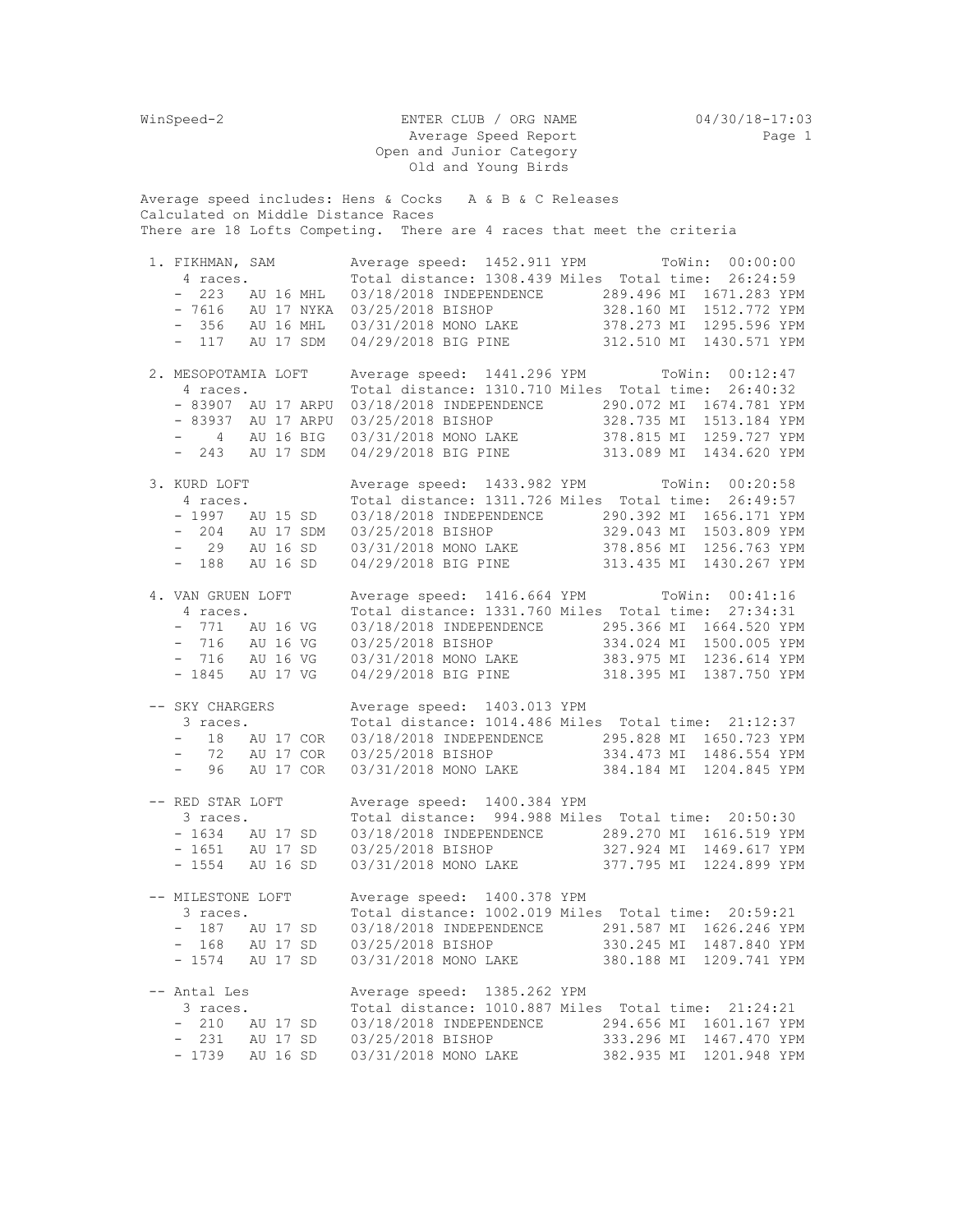WinSpeed-2 ENTER CLUB / ORG NAME 04/30/18-17:03

Average Speed Report

Open and Junior Category

Old and Young Birds

Average speed includes: Hens & Cocks A & B & C Releases
Calculated on Middle Distance Races
There are 18 Lofts Competing. There are 4 races that meet the criteria

```
 1. FIKHMAN, SAM         Average speed:  1452.911 YPM        ToWin:  00:00:00
    4 races.             Total distance: 1308.439 Miles  Total time:  26:24:59
    -  223   AU 16 MHL   03/18/2018 INDEPENDENCE       289.496 MI  1671.283 YPM
    - 7616   AU 17 NYKA  03/25/2018 BISHOP             328.160 MI  1512.772 YPM
    -  356   AU 16 MHL   03/31/2018 MONO LAKE          378.273 MI  1295.596 YPM
    -  117   AU 17 SDM   04/29/2018 BIG PINE           312.510 MI  1430.571 YPM

 2. MESOPOTAMIA LOFT     Average speed:  1441.296 YPM        ToWin:  00:12:47
    4 races.             Total distance: 1310.710 Miles  Total time:  26:40:32
    - 83907  AU 17 ARPU  03/18/2018 INDEPENDENCE       290.072 MI  1674.781 YPM
    - 83937  AU 17 ARPU  03/25/2018 BISHOP             328.735 MI  1513.184 YPM
    -    4   AU 16 BIG   03/31/2018 MONO LAKE          378.815 MI  1259.727 YPM
    -  243   AU 17 SDM   04/29/2018 BIG PINE           313.089 MI  1434.620 YPM

 3. KURD LOFT            Average speed:  1433.982 YPM        ToWin:  00:20:58
    4 races.             Total distance: 1311.726 Miles  Total time:  26:49:57
    - 1997   AU 15 SD    03/18/2018 INDEPENDENCE       290.392 MI  1656.171 YPM
    -  204   AU 17 SDM   03/25/2018 BISHOP             329.043 MI  1503.809 YPM
    -   29   AU 16 SD    03/31/2018 MONO LAKE          378.856 MI  1256.763 YPM
    -  188   AU 16 SD    04/29/2018 BIG PINE           313.435 MI  1430.267 YPM

 4. VAN GRUEN LOFT       Average speed:  1416.664 YPM        ToWin:  00:41:16
    4 races.             Total distance: 1331.760 Miles  Total time:  27:34:31
    -  771   AU 16 VG    03/18/2018 INDEPENDENCE       295.366 MI  1664.520 YPM
    -  716   AU 16 VG    03/25/2018 BISHOP             334.024 MI  1500.005 YPM
    -  716   AU 16 VG    03/31/2018 MONO LAKE          383.975 MI  1236.614 YPM
    - 1845   AU 17 VG    04/29/2018 BIG PINE           318.395 MI  1387.750 YPM

 -- SKY CHARGERS         Average speed:  1403.013 YPM
    3 races.             Total distance: 1014.486 Miles  Total time:  21:12:37
    -   18   AU 17 COR   03/18/2018 INDEPENDENCE       295.828 MI  1650.723 YPM
    -   72   AU 17 COR   03/25/2018 BISHOP             334.473 MI  1486.554 YPM
    -   96   AU 17 COR   03/31/2018 MONO LAKE          384.184 MI  1204.845 YPM

 -- RED STAR LOFT        Average speed:  1400.384 YPM
    3 races.             Total distance:  994.988 Miles  Total time:  20:50:30
    - 1634   AU 17 SD    03/18/2018 INDEPENDENCE       289.270 MI  1616.519 YPM
    - 1651   AU 17 SD    03/25/2018 BISHOP             327.924 MI  1469.617 YPM
    - 1554   AU 16 SD    03/31/2018 MONO LAKE          377.795 MI  1224.899 YPM

 -- MILESTONE LOFT       Average speed:  1400.378 YPM
    3 races.             Total distance: 1002.019 Miles  Total time:  20:59:21
    -  187   AU 17 SD    03/18/2018 INDEPENDENCE       291.587 MI  1626.246 YPM
    -  168   AU 17 SD    03/25/2018 BISHOP             330.245 MI  1487.840 YPM
    - 1574   AU 17 SD    03/31/2018 MONO LAKE          380.188 MI  1209.741 YPM

 -- Antal Les            Average speed:  1385.262 YPM
    3 races.             Total distance: 1010.887 Miles  Total time:  21:24:21
    -  210   AU 17 SD    03/18/2018 INDEPENDENCE       294.656 MI  1601.167 YPM
    -  231   AU 17 SD    03/25/2018 BISHOP             333.296 MI  1467.470 YPM
    - 1739   AU 16 SD    03/31/2018 MONO LAKE          382.935 MI  1201.948 YPM
```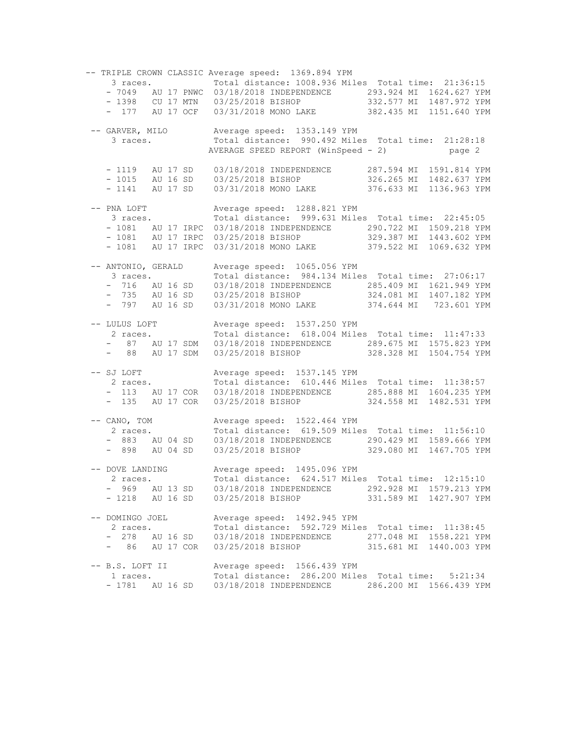```
-- TRIPLE CROWN CLASSIC Average speed:  1369.894 YPM
    3 races.            Total distance: 1008.936 Miles  Total time:  21:36:15
    - 7049   AU 17 PNWC  03/18/2018 INDEPENDENCE       293.924 MI  1624.627 YPM
    - 1398   CU 17 MTN   03/25/2018 BISHOP             332.577 MI  1487.972 YPM
    -  177   AU 17 OCF   03/31/2018 MONO LAKE          382.435 MI  1151.640 YPM

 -- GARVER, MILO         Average speed:  1353.149 YPM
    3 races.            Total distance:  990.492 Miles  Total time:  21:28:18

    - 1119   AU 17 SD    03/18/2018 INDEPENDENCE       287.594 MI  1591.814 YPM
    - 1015   AU 16 SD    03/25/2018 BISHOP             326.265 MI  1482.637 YPM
    - 1141   AU 17 SD    03/31/2018 MONO LAKE          376.633 MI  1136.963 YPM

 -- PNA LOFT             Average speed:  1288.821 YPM
    3 races.            Total distance:  999.631 Miles  Total time:  22:45:05
    - 1081   AU 17 IRPC  03/18/2018 INDEPENDENCE       290.722 MI  1509.218 YPM
    - 1081   AU 17 IRPC  03/25/2018 BISHOP             329.387 MI  1443.602 YPM
    - 1081   AU 17 IRPC  03/31/2018 MONO LAKE          379.522 MI  1069.632 YPM

 -- ANTONIO, GERALD      Average speed:  1065.056 YPM
    3 races.            Total distance:  984.134 Miles  Total time:  27:06:17
    -  716   AU 16 SD    03/18/2018 INDEPENDENCE       285.409 MI  1621.949 YPM
    -  735   AU 16 SD    03/25/2018 BISHOP             324.081 MI  1407.182 YPM
    -  797   AU 16 SD    03/31/2018 MONO LAKE          374.644 MI   723.601 YPM

 -- LULUS LOFT           Average speed:  1537.250 YPM
    2 races.            Total distance:  618.004 Miles  Total time:  11:47:33
    -   87   AU 17 SDM   03/18/2018 INDEPENDENCE       289.675 MI  1575.823 YPM
    -   88   AU 17 SDM   03/25/2018 BISHOP             328.328 MI  1504.754 YPM

 -- SJ LOFT              Average speed:  1537.145 YPM
    2 races.            Total distance:  610.446 Miles  Total time:  11:38:57
    -  113   AU 17 COR   03/18/2018 INDEPENDENCE       285.888 MI  1604.235 YPM
    -  135   AU 17 COR   03/25/2018 BISHOP             324.558 MI  1482.531 YPM

 -- CANO, TOM            Average speed:  1522.464 YPM
    2 races.            Total distance:  619.509 Miles  Total time:  11:56:10
    -  883   AU 04 SD    03/18/2018 INDEPENDENCE       290.429 MI  1589.666 YPM
    -  898   AU 04 SD    03/25/2018 BISHOP             329.080 MI  1467.705 YPM

 -- DOVE LANDING         Average speed:  1495.096 YPM
    2 races.            Total distance:  624.517 Miles  Total time:  12:15:10
    -  969   AU 13 SD    03/18/2018 INDEPENDENCE       292.928 MI  1579.213 YPM
    - 1218   AU 16 SD    03/25/2018 BISHOP             331.589 MI  1427.907 YPM

 -- DOMINGO JOEL         Average speed:  1492.945 YPM
    2 races.            Total distance:  592.729 Miles  Total time:  11:38:45
    -  278   AU 16 SD    03/18/2018 INDEPENDENCE       277.048 MI  1558.221 YPM
    -   86   AU 17 COR   03/25/2018 BISHOP             315.681 MI  1440.003 YPM

 -- B.S. LOFT II         Average speed:  1566.439 YPM
    1 races.            Total distance:  286.200 Miles  Total time:   5:21:34
    - 1781   AU 16 SD    03/18/2018 INDEPENDENCE       286.200 MI  1566.439 YPM
```